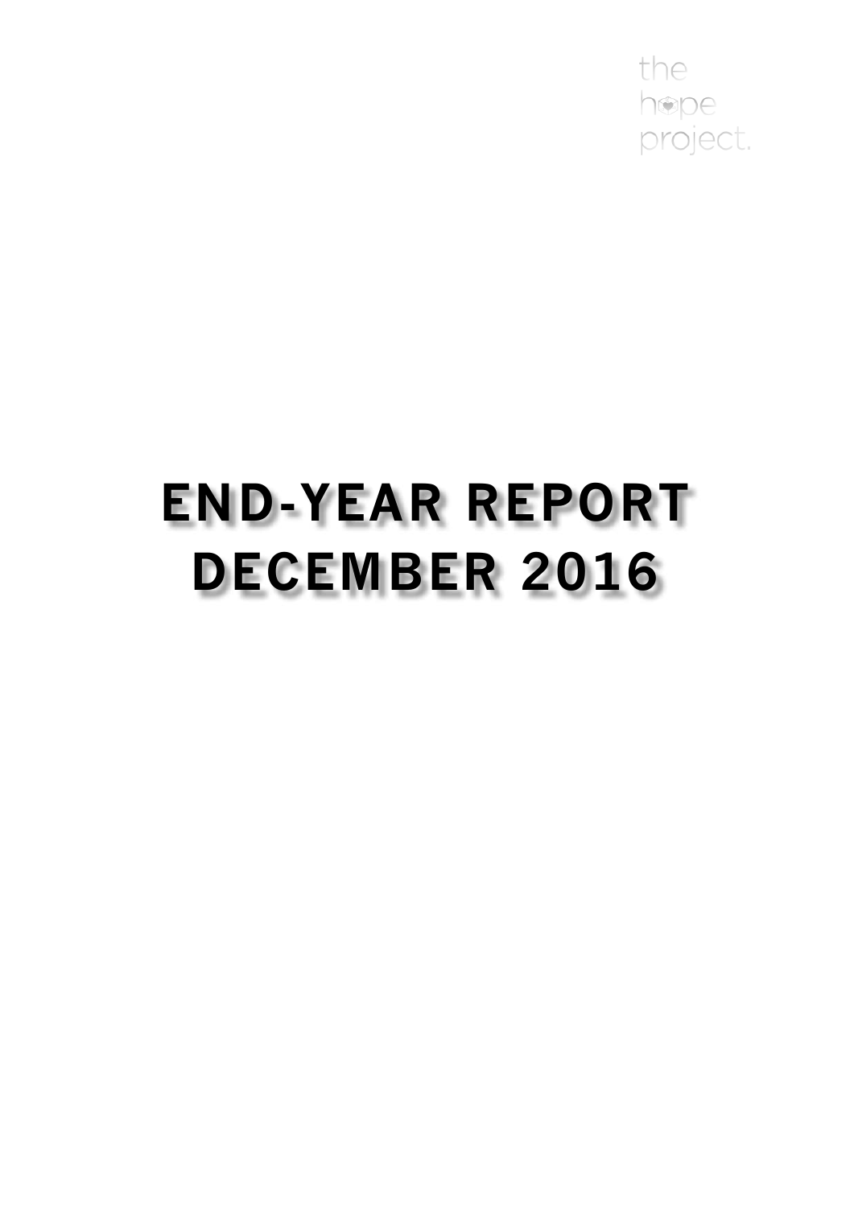the hope project.

# END-YEAR REPORT DECEMBER 2016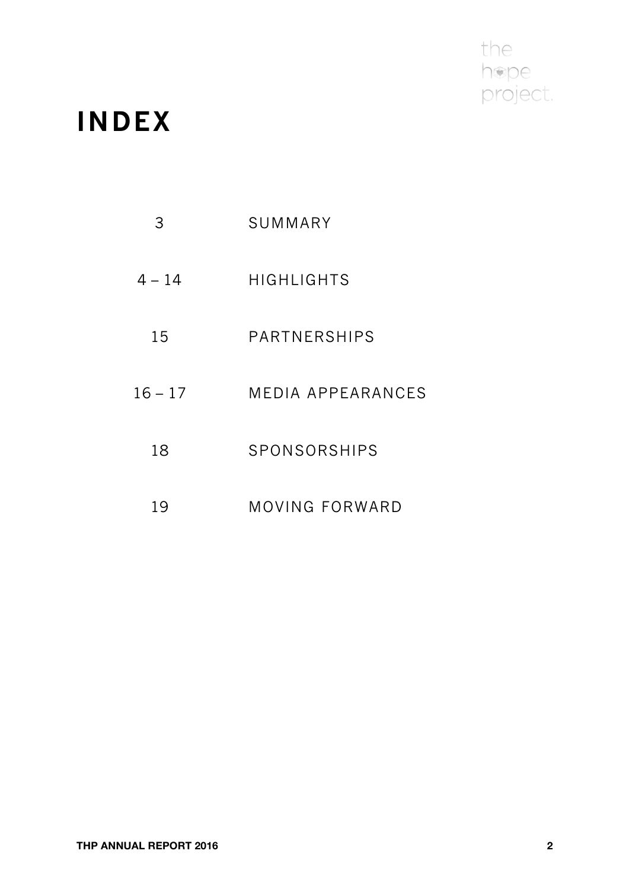# INDEX

| | |
|---|---|
| 3 | SUMMARY |
| 4 – 14 | HIGHLIGHTS |
| 15 | PARTNERSHIPS |
| 16 – 17 | MEDIA APPEARANCES |
| 18 | SPONSORSHIPS |
| 19 | MOVING FORWARD |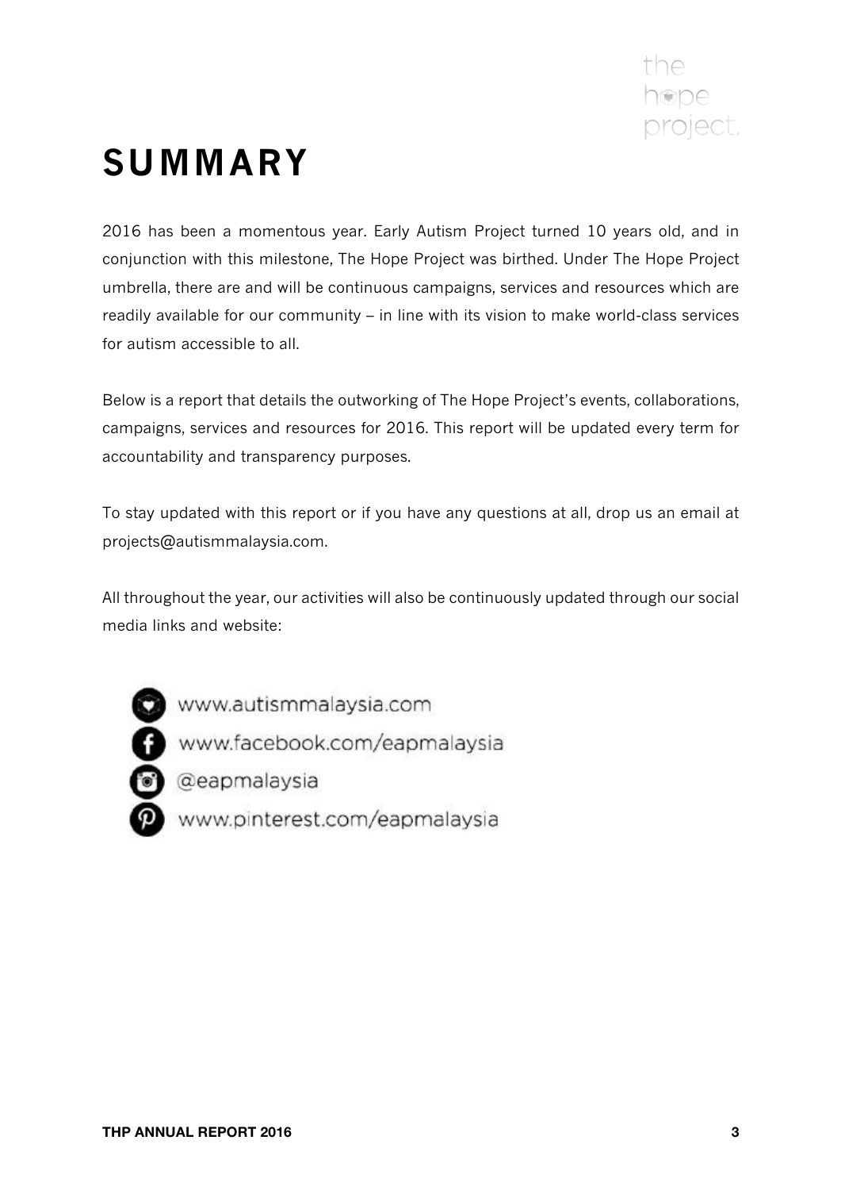# SUMMARY

2016 has been a momentous year. Early Autism Project turned 10 years old, and in conjunction with this milestone, The Hope Project was birthed. Under The Hope Project umbrella, there are and will be continuous campaigns, services and resources which are readily available for our community – in line with its vision to make world-class services for autism accessible to all.

Below is a report that details the outworking of The Hope Project's events, collaborations, campaigns, services and resources for 2016. This report will be updated every term for accountability and transparency purposes.

To stay updated with this report or if you have any questions at all, drop us an email at projects@autismmalaysia.com.

All throughout the year, our activities will also be continuously updated through our social media links and website:

- www.autismmalaysia.com
- www.facebook.com/eapmalaysia
- @eapmalaysia
- www.pinterest.com/eapmalaysia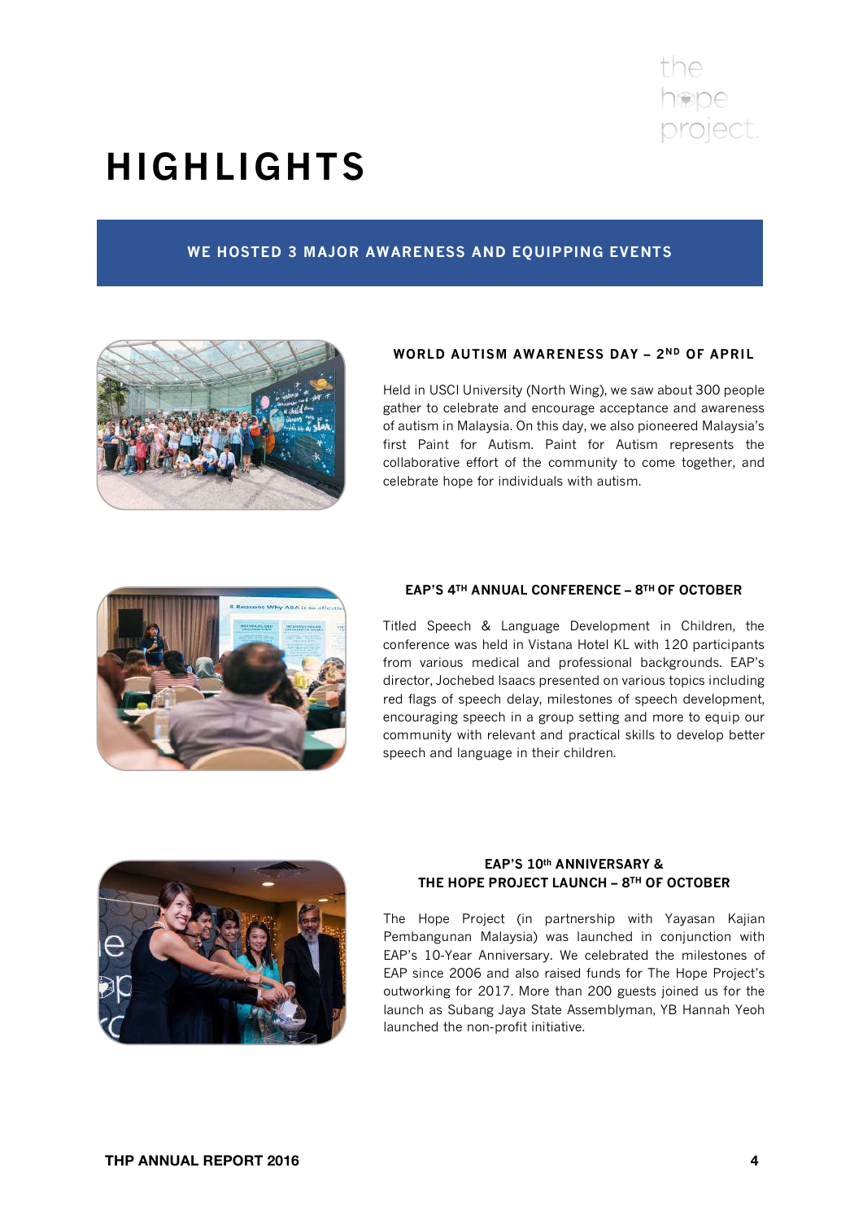# HIGHLIGHTS

## WE HOSTED 3 MAJOR AWARENESS AND EQUIPPING EVENTS

### WORLD AUTISM AWARENESS DAY – 2ND OF APRIL

Held in USCI University (North Wing), we saw about 300 people gather to celebrate and encourage acceptance and awareness of autism in Malaysia. On this day, we also pioneered Malaysia's first Paint for Autism. Paint for Autism represents the collaborative effort of the community to come together, and celebrate hope for individuals with autism.

### EAP'S 4TH ANNUAL CONFERENCE – 8TH OF OCTOBER

Titled Speech & Language Development in Children, the conference was held in Vistana Hotel KL with 120 participants from various medical and professional backgrounds. EAP's director, Jochebed Isaacs presented on various topics including red flags of speech delay, milestones of speech development, encouraging speech in a group setting and more to equip our community with relevant and practical skills to develop better speech and language in their children.

### EAP'S 10th ANNIVERSARY & THE HOPE PROJECT LAUNCH – 8TH OF OCTOBER

The Hope Project (in partnership with Yayasan Kajian Pembangunan Malaysia) was launched in conjunction with EAP's 10-Year Anniversary. We celebrated the milestones of EAP since 2006 and also raised funds for The Hope Project's outworking for 2017. More than 200 guests joined us for the launch as Subang Jaya State Assemblyman, YB Hannah Yeoh launched the non-profit initiative.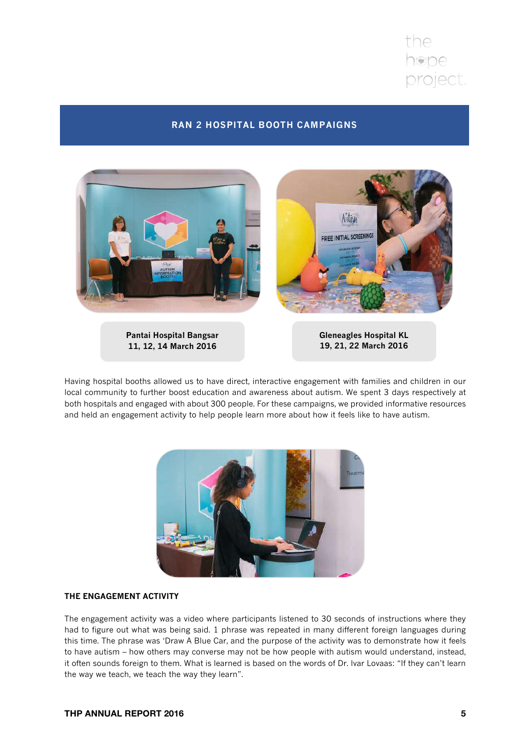## RAN 2 HOSPITAL BOOTH CAMPAIGNS

**Pantai Hospital Bangsar**
**11, 12, 14 March 2016**

**Gleneagles Hospital KL**
**19, 21, 22 March 2016**

Having hospital booths allowed us to have direct, interactive engagement with families and children in our local community to further boost education and awareness about autism. We spent 3 days respectively at both hospitals and engaged with about 300 people. For these campaigns, we provided informative resources and held an engagement activity to help people learn more about how it feels like to have autism.

### THE ENGAGEMENT ACTIVITY

The engagement activity was a video where participants listened to 30 seconds of instructions where they had to figure out what was being said. 1 phrase was repeated in many different foreign languages during this time. The phrase was 'Draw A Blue Car, and the purpose of the activity was to demonstrate how it feels to have autism – how others may converse may not be how people with autism would understand, instead, it often sounds foreign to them. What is learned is based on the words of Dr. Ivar Lovaas: "If they can't learn the way we teach, we teach the way they learn".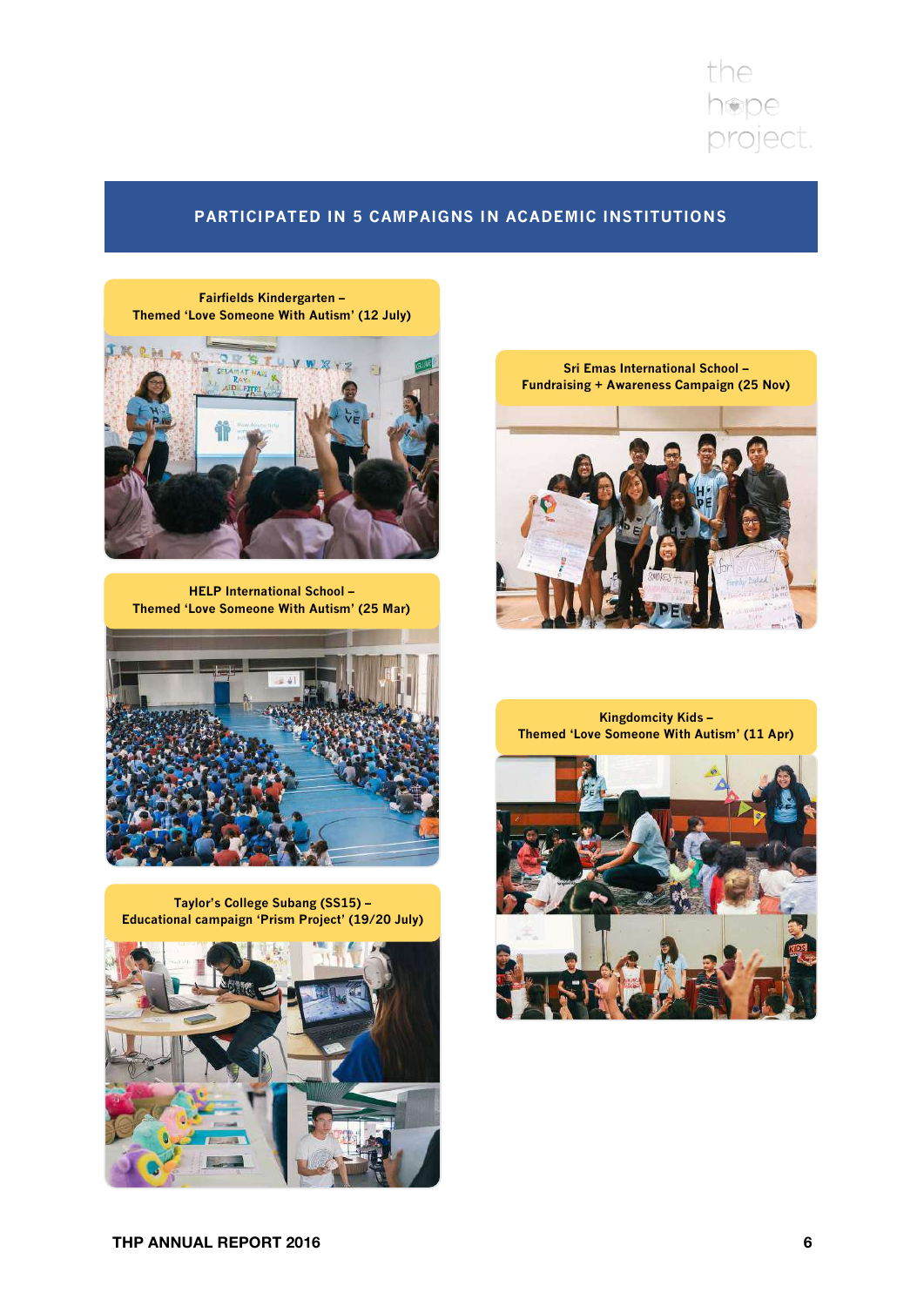## PARTICIPATED IN 5 CAMPAIGNS IN ACADEMIC INSTITUTIONS

**Fairfields Kindergarten – Themed 'Love Someone With Autism' (12 July)**

**HELP International School – Themed 'Love Someone With Autism' (25 Mar)**

**Taylor's College Subang (SS15) – Educational campaign 'Prism Project' (19/20 July)**

**Sri Emas International School – Fundraising + Awareness Campaign (25 Nov)**

**Kingdomcity Kids – Themed 'Love Someone With Autism' (11 Apr)**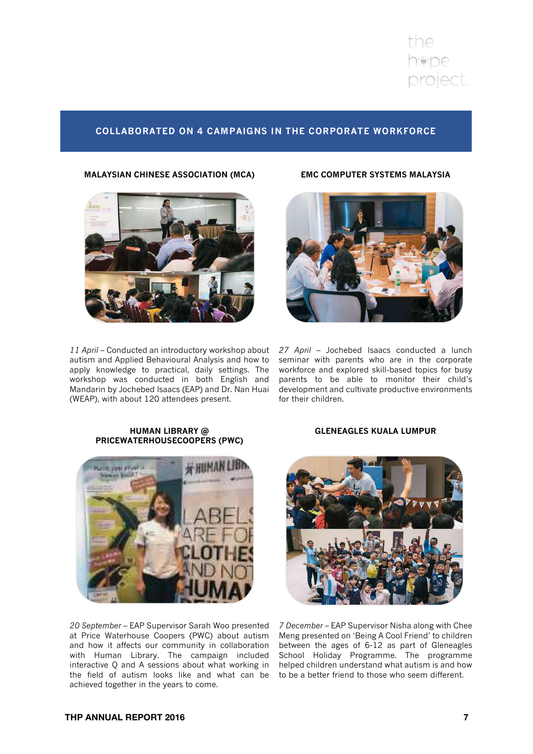## COLLABORATED ON 4 CAMPAIGNS IN THE CORPORATE WORKFORCE

### MALAYSIAN CHINESE ASSOCIATION (MCA)

*11 April* – Conducted an introductory workshop about autism and Applied Behavioural Analysis and how to apply knowledge to practical, daily settings. The workshop was conducted in both English and Mandarin by Jochebed Isaacs (EAP) and Dr. Nan Huai (WEAP), with about 120 attendees present.

### EMC COMPUTER SYSTEMS MALAYSIA

*27 April* – Jochebed Isaacs conducted a lunch seminar with parents who are in the corporate workforce and explored skill-based topics for busy parents to be able to monitor their child's development and cultivate productive environments for their children.

### HUMAN LIBRARY @ PRICEWATERHOUSECOOPERS (PWC)

*20 September* – EAP Supervisor Sarah Woo presented at Price Waterhouse Coopers (PWC) about autism and how it affects our community in collaboration with Human Library. The campaign included interactive Q and A sessions about what working in the field of autism looks like and what can be achieved together in the years to come.

### GLENEAGLES KUALA LUMPUR

*7 December* – EAP Supervisor Nisha along with Chee Meng presented on 'Being A Cool Friend' to children between the ages of 6-12 as part of Gleneagles School Holiday Programme. The programme helped children understand what autism is and how to be a better friend to those who seem different.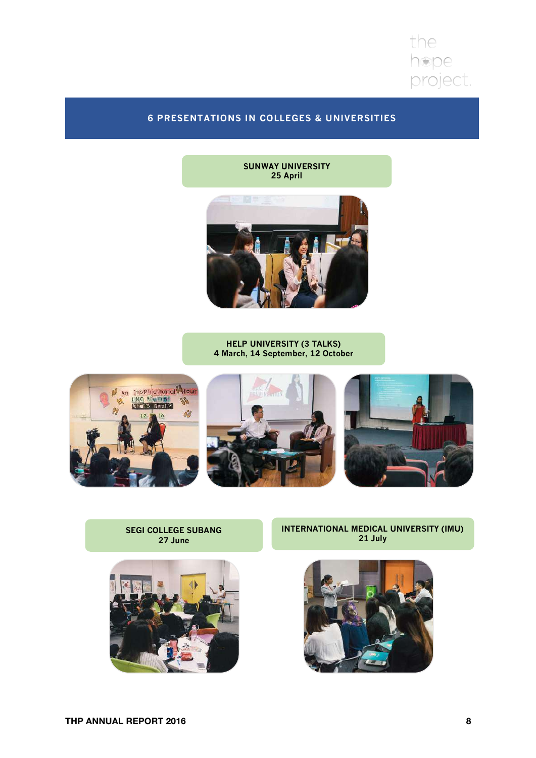## 6 PRESENTATIONS IN COLLEGES & UNIVERSITIES

**SUNWAY UNIVERSITY**
25 April

**HELP UNIVERSITY (3 TALKS)**
4 March, 14 September, 12 October

**SEGI COLLEGE SUBANG**
27 June

**INTERNATIONAL MEDICAL UNIVERSITY (IMU)**
21 July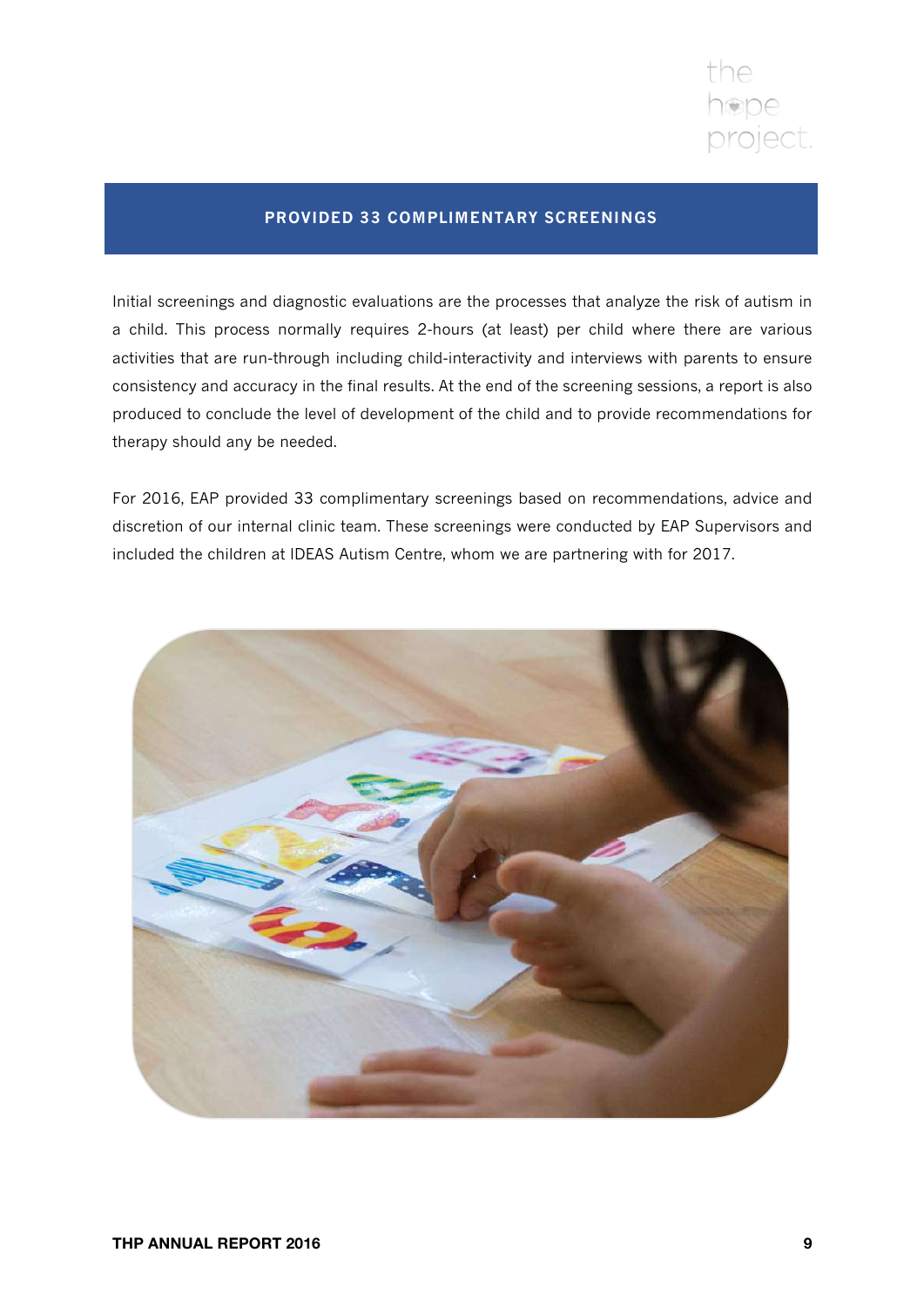## PROVIDED 33 COMPLIMENTARY SCREENINGS

Initial screenings and diagnostic evaluations are the processes that analyze the risk of autism in a child. This process normally requires 2-hours (at least) per child where there are various activities that are run-through including child-interactivity and interviews with parents to ensure consistency and accuracy in the final results. At the end of the screening sessions, a report is also produced to conclude the level of development of the child and to provide recommendations for therapy should any be needed.

For 2016, EAP provided 33 complimentary screenings based on recommendations, advice and discretion of our internal clinic team. These screenings were conducted by EAP Supervisors and included the children at IDEAS Autism Centre, whom we are partnering with for 2017.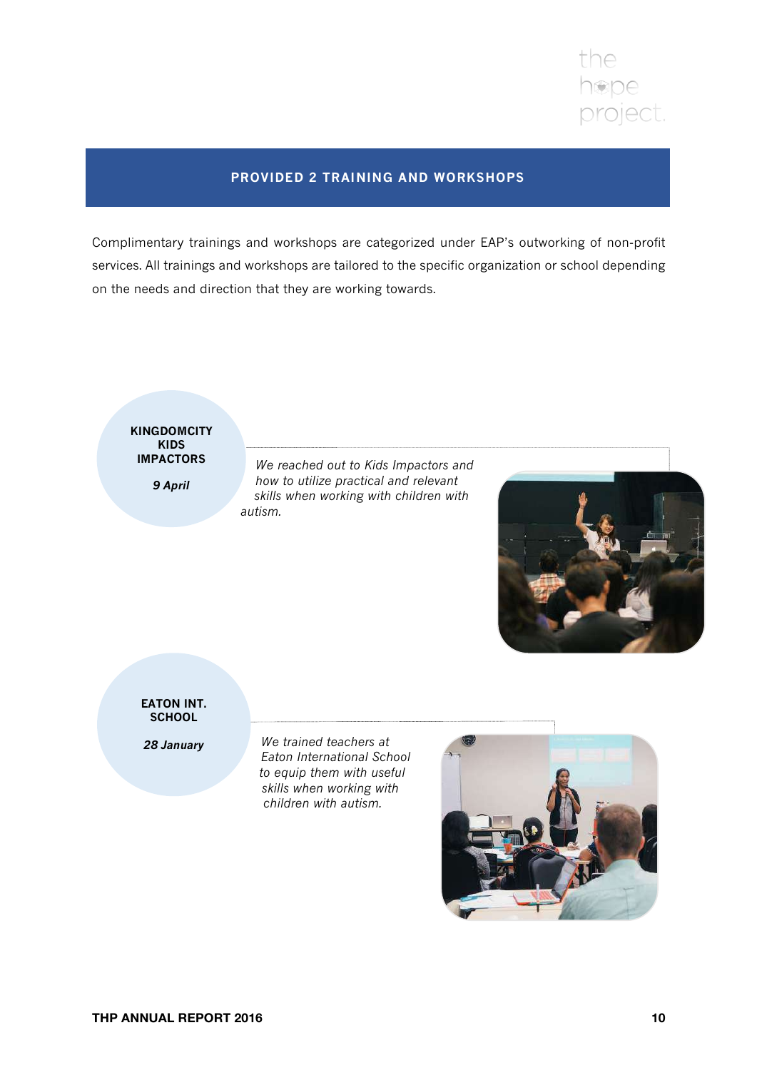## PROVIDED 2 TRAINING AND WORKSHOPS

Complimentary trainings and workshops are categorized under EAP's outworking of non-profit services. All trainings and workshops are tailored to the specific organization or school depending on the needs and direction that they are working towards.

**KINGDOMCITY KIDS IMPACTORS**

***9 April***

*We reached out to Kids Impactors and how to utilize practical and relevant skills when working with children with autism.*

**EATON INT. SCHOOL**

***28 January***

*We trained teachers at Eaton International School to equip them with useful skills when working with children with autism.*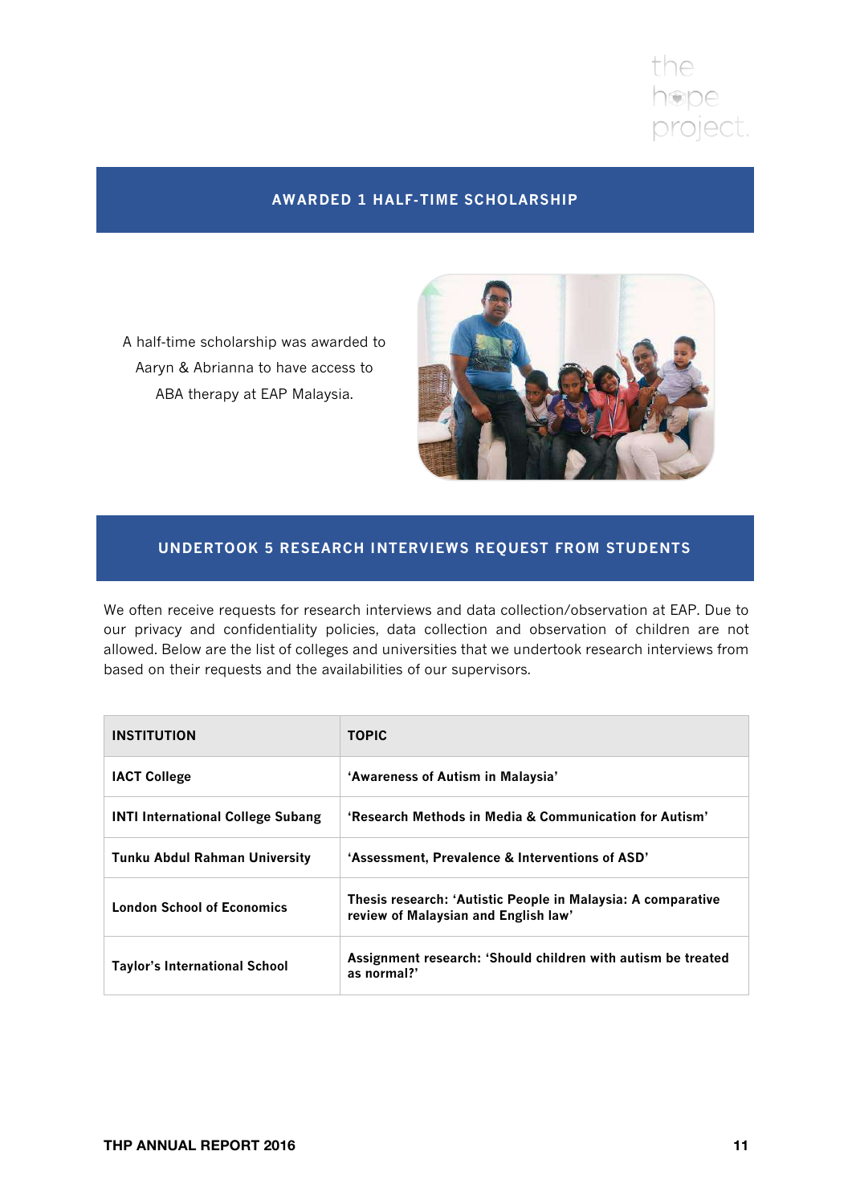## AWARDED 1 HALF-TIME SCHOLARSHIP

A half-time scholarship was awarded to Aaryn & Abrianna to have access to ABA therapy at EAP Malaysia.

## UNDERTOOK 5 RESEARCH INTERVIEWS REQUEST FROM STUDENTS

We often receive requests for research interviews and data collection/observation at EAP. Due to our privacy and confidentiality policies, data collection and observation of children are not allowed. Below are the list of colleges and universities that we undertook research interviews from based on their requests and the availabilities of our supervisors.

| INSTITUTION | TOPIC |
|---|---|
| **IACT College** | **'Awareness of Autism in Malaysia'** |
| **INTI International College Subang** | **'Research Methods in Media & Communication for Autism'** |
| **Tunku Abdul Rahman University** | **'Assessment, Prevalence & Interventions of ASD'** |
| **London School of Economics** | **Thesis research: 'Autistic People in Malaysia: A comparative review of Malaysian and English law'** |
| **Taylor's International School** | **Assignment research: 'Should children with autism be treated as normal?'** |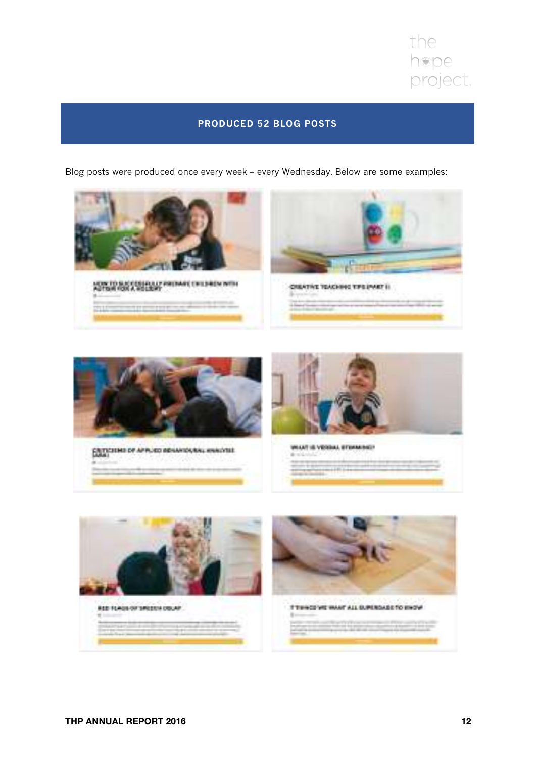## PRODUCED 52 BLOG POSTS

Blog posts were produced once every week – every Wednesday. Below are some examples:

HOW TO SUCCESSFULLY PREPARE CHILDREN WITH AUTISM FOR A HOLIDAY

CREATIVE TEACHING TIPS (PART I)

CRITICISMS OF APPLIED BEHAVIOURAL ANALYSIS (ABA)

WHAT IS VERBAL STIMMING?

RED FLAGS OF SPEECH DELAY

7 THINGS WE WANT ALL SUPERDADS TO KNOW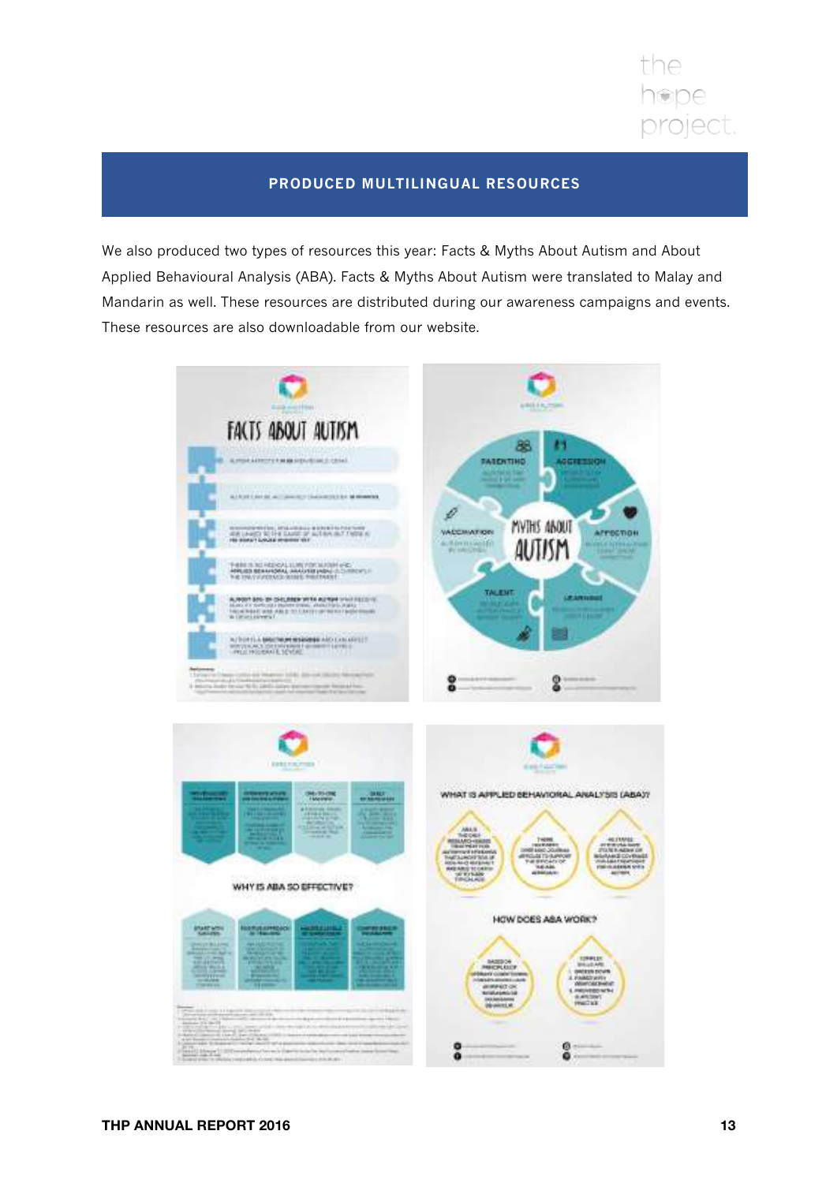## PRODUCED MULTILINGUAL RESOURCES

We also produced two types of resources this year: Facts & Myths About Autism and About Applied Behavioural Analysis (ABA). Facts & Myths About Autism were translated to Malay and Mandarin as well. These resources are distributed during our awareness campaigns and events. These resources are also downloadable from our website.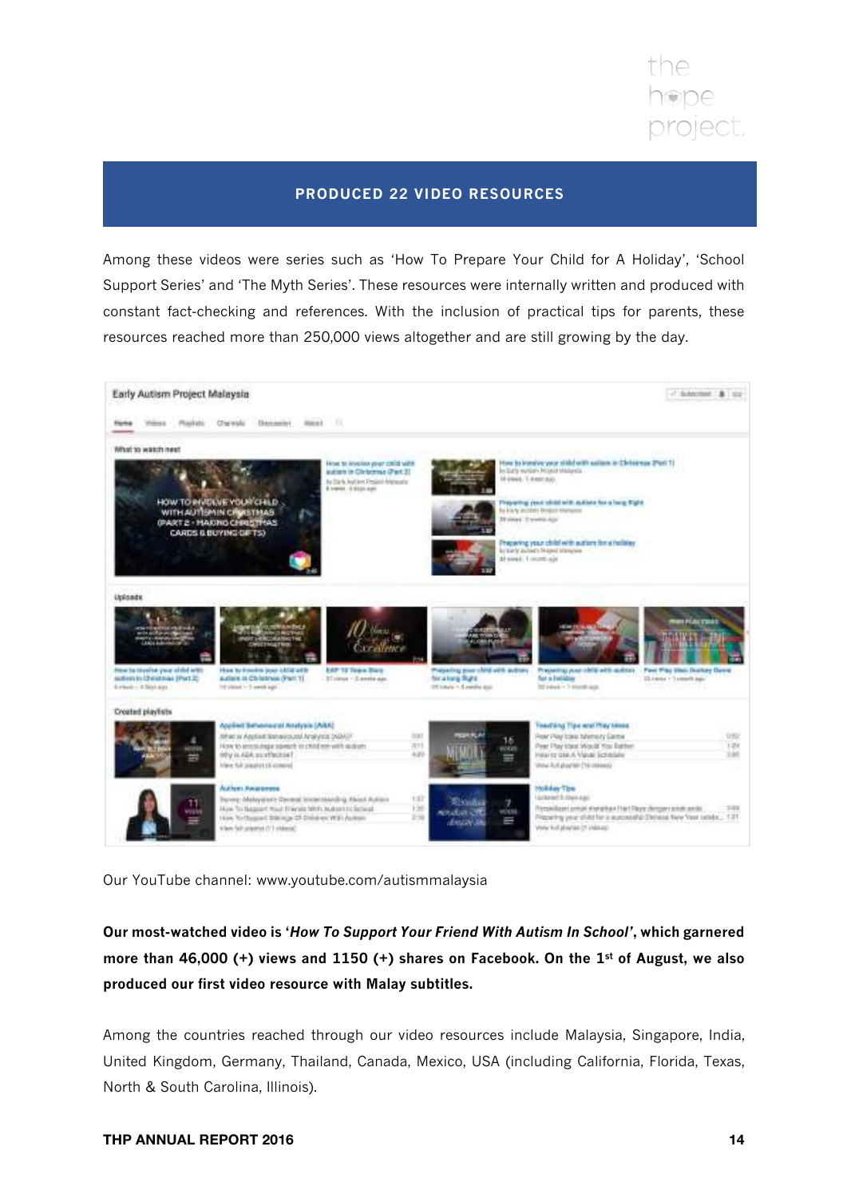## PRODUCED 22 VIDEO RESOURCES

Among these videos were series such as 'How To Prepare Your Child for A Holiday', 'School Support Series' and 'The Myth Series'. These resources were internally written and produced with constant fact-checking and references. With the inclusion of practical tips for parents, these resources reached more than 250,000 views altogether and are still growing by the day.

Our YouTube channel: www.youtube.com/autismmalaysia

**Our most-watched video is '*How To Support Your Friend With Autism In School*', which garnered more than 46,000 (+) views and 1150 (+) shares on Facebook. On the 1st of August, we also produced our first video resource with Malay subtitles.**

Among the countries reached through our video resources include Malaysia, Singapore, India, United Kingdom, Germany, Thailand, Canada, Mexico, USA (including California, Florida, Texas, North & South Carolina, Illinois).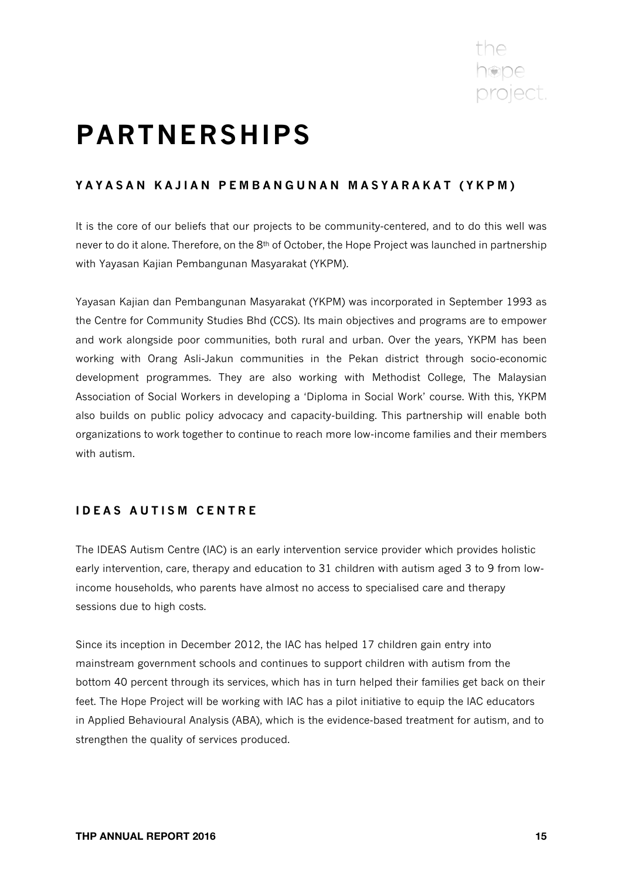# PARTNERSHIPS

## YAYASAN KAJIAN PEMBANGUNAN MASYARAKAT (YKPM)

It is the core of our beliefs that our projects to be community-centered, and to do this well was never to do it alone. Therefore, on the 8th of October, the Hope Project was launched in partnership with Yayasan Kajian Pembangunan Masyarakat (YKPM).

Yayasan Kajian dan Pembangunan Masyarakat (YKPM) was incorporated in September 1993 as the Centre for Community Studies Bhd (CCS). Its main objectives and programs are to empower and work alongside poor communities, both rural and urban. Over the years, YKPM has been working with Orang Asli-Jakun communities in the Pekan district through socio-economic development programmes. They are also working with Methodist College, The Malaysian Association of Social Workers in developing a 'Diploma in Social Work' course. With this, YKPM also builds on public policy advocacy and capacity-building. This partnership will enable both organizations to work together to continue to reach more low-income families and their members with autism.

## IDEAS AUTISM CENTRE

The IDEAS Autism Centre (IAC) is an early intervention service provider which provides holistic early intervention, care, therapy and education to 31 children with autism aged 3 to 9 from low-income households, who parents have almost no access to specialised care and therapy sessions due to high costs.

Since its inception in December 2012, the IAC has helped 17 children gain entry into mainstream government schools and continues to support children with autism from the bottom 40 percent through its services, which has in turn helped their families get back on their feet. The Hope Project will be working with IAC has a pilot initiative to equip the IAC educators in Applied Behavioural Analysis (ABA), which is the evidence-based treatment for autism, and to strengthen the quality of services produced.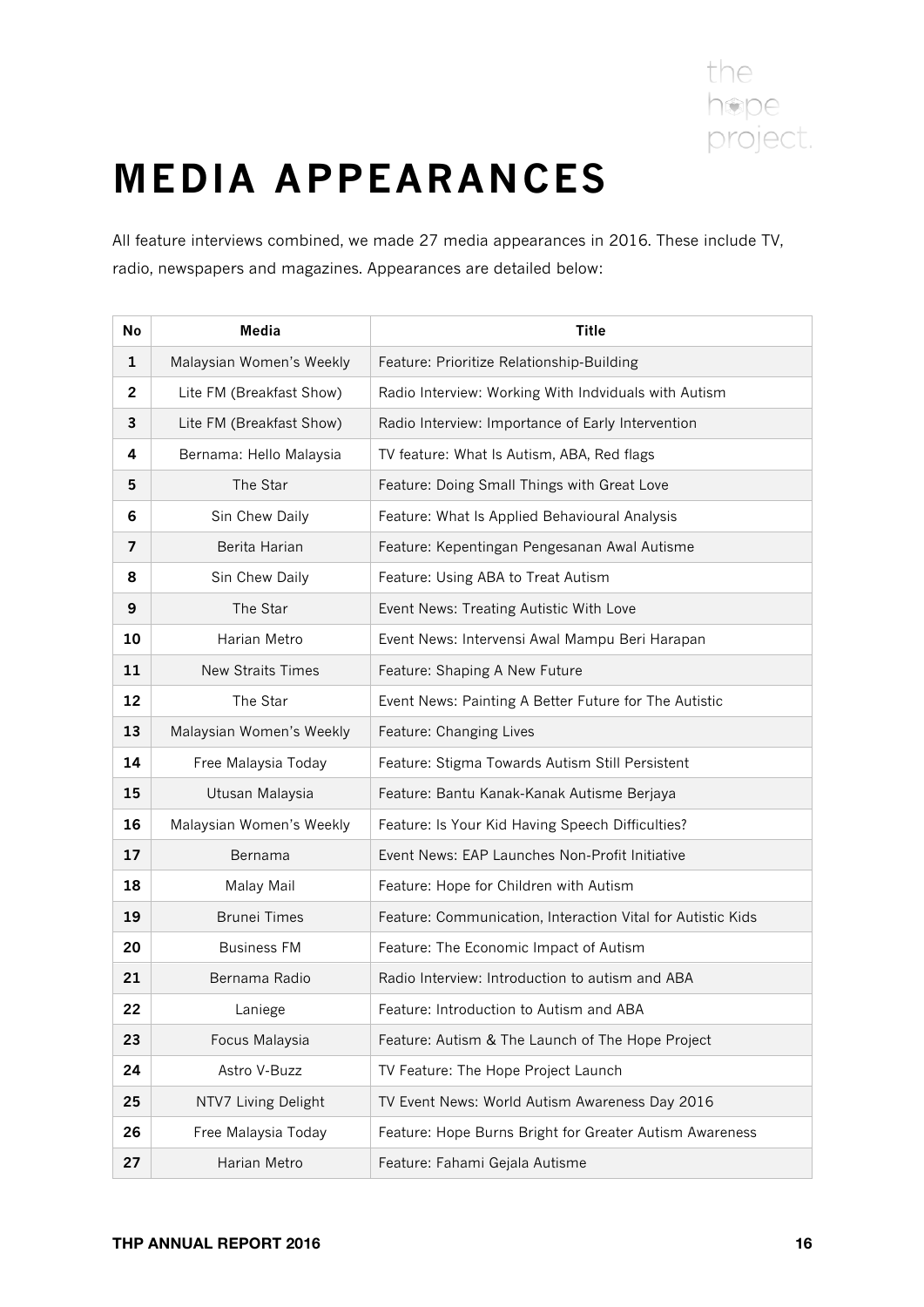# MEDIA APPEARANCES

All feature interviews combined, we made 27 media appearances in 2016. These include TV, radio, newspapers and magazines. Appearances are detailed below:

| No | Media | Title |
|---|---|---|
| 1 | Malaysian Women's Weekly | Feature: Prioritize Relationship-Building |
| 2 | Lite FM (Breakfast Show) | Radio Interview: Working With Indviduals with Autism |
| 3 | Lite FM (Breakfast Show) | Radio Interview: Importance of Early Intervention |
| 4 | Bernama: Hello Malaysia | TV feature: What Is Autism, ABA, Red flags |
| 5 | The Star | Feature: Doing Small Things with Great Love |
| 6 | Sin Chew Daily | Feature: What Is Applied Behavioural Analysis |
| 7 | Berita Harian | Feature: Kepentingan Pengesanan Awal Autisme |
| 8 | Sin Chew Daily | Feature: Using ABA to Treat Autism |
| 9 | The Star | Event News: Treating Autistic With Love |
| 10 | Harian Metro | Event News: Intervensi Awal Mampu Beri Harapan |
| 11 | New Straits Times | Feature: Shaping A New Future |
| 12 | The Star | Event News: Painting A Better Future for The Autistic |
| 13 | Malaysian Women's Weekly | Feature: Changing Lives |
| 14 | Free Malaysia Today | Feature: Stigma Towards Autism Still Persistent |
| 15 | Utusan Malaysia | Feature: Bantu Kanak-Kanak Autisme Berjaya |
| 16 | Malaysian Women's Weekly | Feature: Is Your Kid Having Speech Difficulties? |
| 17 | Bernama | Event News: EAP Launches Non-Profit Initiative |
| 18 | Malay Mail | Feature: Hope for Children with Autism |
| 19 | Brunei Times | Feature: Communication, Interaction Vital for Autistic Kids |
| 20 | Business FM | Feature: The Economic Impact of Autism |
| 21 | Bernama Radio | Radio Interview: Introduction to autism and ABA |
| 22 | Laniege | Feature: Introduction to Autism and ABA |
| 23 | Focus Malaysia | Feature: Autism & The Launch of The Hope Project |
| 24 | Astro V-Buzz | TV Feature: The Hope Project Launch |
| 25 | NTV7 Living Delight | TV Event News: World Autism Awareness Day 2016 |
| 26 | Free Malaysia Today | Feature: Hope Burns Bright for Greater Autism Awareness |
| 27 | Harian Metro | Feature: Fahami Gejala Autisme |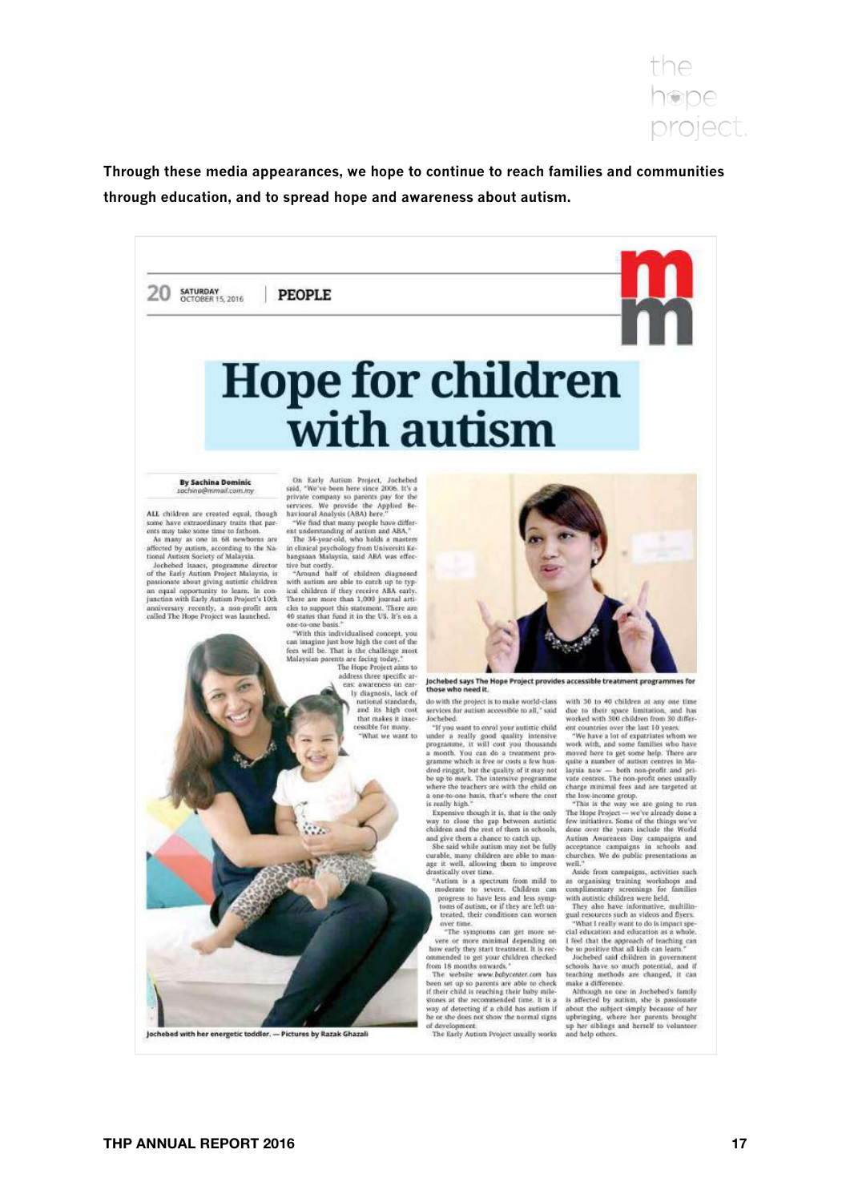Through these media appearances, we hope to continue to reach families and communities through education, and to spread hope and awareness about autism.

SATURDAY OCTOBER 15, 2016 | PEOPLE

# Hope for children with autism

**By Sachina Dominic**
*sachina@mmail.com.my*

ALL children are created equal, though some have extraordinary traits that parents may take some time to fathom.

As many as one in 68 newborns are affected by autism, according to the National Autism Society of Malaysia.

Jochebed Isaacs, programme director of the Early Autism Project Malaysia, is passionate about giving autistic children an equal opportunity to learn. In conjunction with Early Autism Project's 10th anniversary recently, a non-profit arm called The Hope Project was launched.

On Early Autism Project, Jochebed said, "We've been here since 2006. It's a private company so parents pay for the services. We provide the Applied Behavioural Analysis (ABA) here."

"We find that many people have different understanding of autism and ABA."

The 34-year-old, who holds a masters in clinical psychology from Universiti Kebangsaan Malaysia, said ABA was effective but costly.

"Around half of children diagnosed with autism are able to catch up to typical children if they receive ABA early. There are more than 1,000 journal articles to support this statement. There are 40 states that fund it in the US. It's on a one-to-one basis."

"With this individualised concept, you can imagine just how high the cost of the fees will be. That is the challenge most Malaysian parents are facing today."

The Hope Project aims to address three specific areas: awareness on early diagnosis, lack of national standards, and its high cost that makes it inaccessible for many.

"What we want to do with the project is to make world-class services for autism accessible to all," said Jochebed.

"If you want to enrol your autistic child under a really good quality intensive programme, it will cost you thousands a month. You can do a treatment programme which is free or costs a few hundred ringgit, but the quality of it may not be up to mark. The intensive programme where the teachers are with the child on a one-to-one basis, that's where the cost is really high."

Expensive though it is, that is the only way to close the gap between autistic children and the rest of them in schools, and give them a chance to catch up.

She said while autism may not be fully curable, many children are able to manage it well, allowing them to improve drastically over time.

"Autism is a spectrum from mild to moderate to severe. Children can progress to have less and less symptoms of autism, or if they are left untreated, their conditions can worsen over time.

"The symptoms can get more severe or more minimal depending on how early they start treatment. It is recommended to get your children checked from 18 months onwards."

The website www.babycenter.com has been set up so parents are able to check if their child is reaching their baby milestones at the recommended time. It is a way of detecting if a child has autism if he or she does not show the normal signs of development.

The Early Autism Project usually works with 30 to 40 children at any one time due to their space limitation, and has worked with 300 children from 30 different countries over the last 10 years.

"We have a lot of expatriates whom we work with, and some families who have moved here to get some help. There are quite a number of autism centres in Malaysia now — both non-profit and private centres. The non-profit ones usually charge minimal fees and are targeted at the low-income group.

"This is the way we are going to run The Hope Project — we've already done a few initiatives. Some of the things we've done over the years include the World Autism Awareness Day campaigns and acceptance campaigns in schools and churches. We do public presentations as well."

Aside from campaigns, activities such as organising training workshops and complimentary screenings for families with autistic children were held.

They also have informative, multilingual resources such as videos and flyers.

"What I really want to do is impact special education and education as a whole. I feel that the approach of teaching can be so positive that all kids can learn."

Jochebed said children in government schools have so much potential, and if teaching methods are changed, it can make a difference.

Although no one in Jochebed's family is affected by autism, she is passionate about the subject simply because of her upbringing, where her parents brought up her siblings and herself to volunteer and help others.

Jochebed says The Hope Project provides accessible treatment programmes for those who need it.

Jochebed with her energetic toddler. — Pictures by Razak Ghazali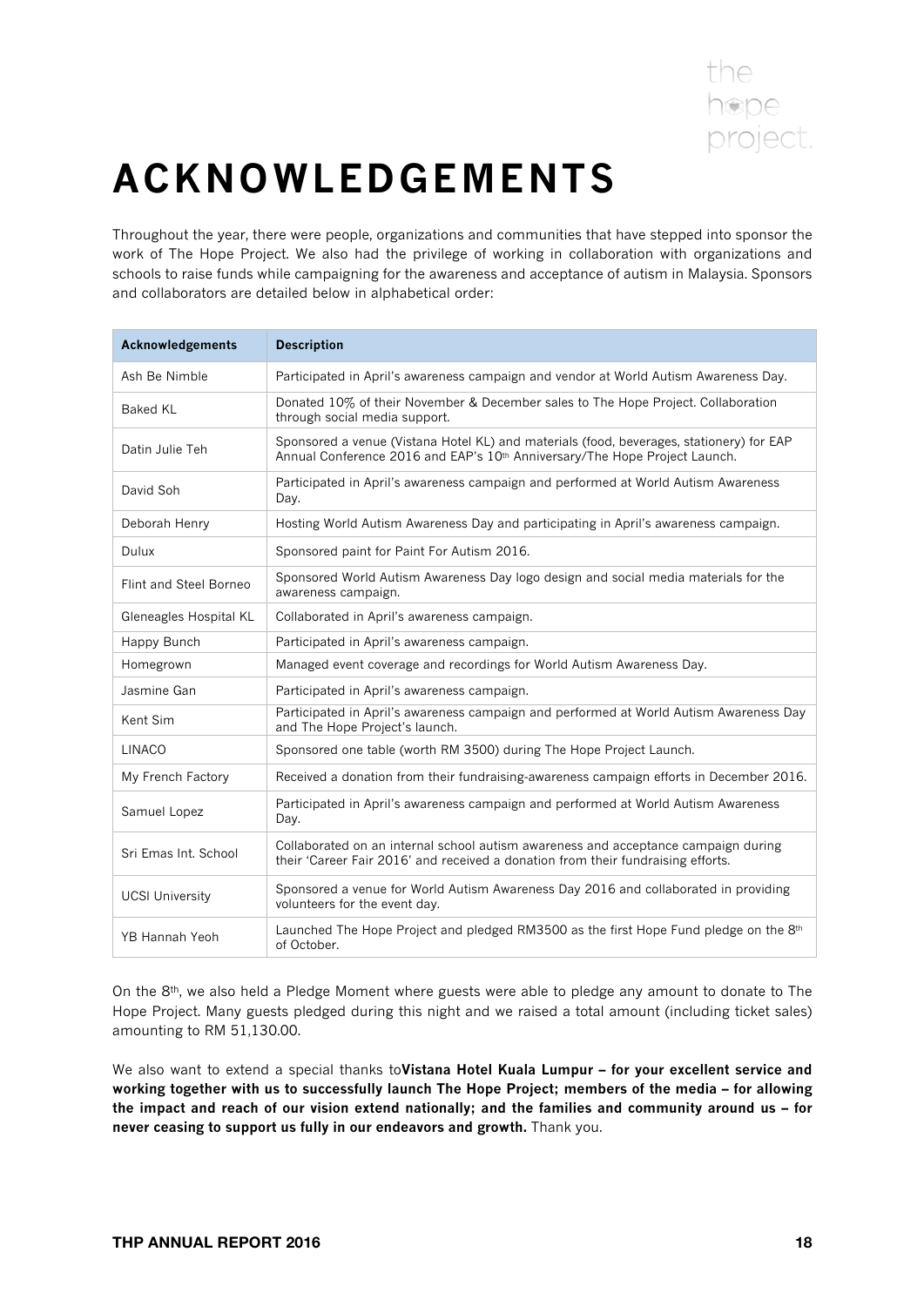# ACKNOWLEDGEMENTS

Throughout the year, there were people, organizations and communities that have stepped into sponsor the work of The Hope Project. We also had the privilege of working in collaboration with organizations and schools to raise funds while campaigning for the awareness and acceptance of autism in Malaysia. Sponsors and collaborators are detailed below in alphabetical order:

| Acknowledgements | Description |
|---|---|
| Ash Be Nimble | Participated in April's awareness campaign and vendor at World Autism Awareness Day. |
| Baked KL | Donated 10% of their November & December sales to The Hope Project. Collaboration through social media support. |
| Datin Julie Teh | Sponsored a venue (Vistana Hotel KL) and materials (food, beverages, stationery) for EAP Annual Conference 2016 and EAP's 10th Anniversary/The Hope Project Launch. |
| David Soh | Participated in April's awareness campaign and performed at World Autism Awareness Day. |
| Deborah Henry | Hosting World Autism Awareness Day and participating in April's awareness campaign. |
| Dulux | Sponsored paint for Paint For Autism 2016. |
| Flint and Steel Borneo | Sponsored World Autism Awareness Day logo design and social media materials for the awareness campaign. |
| Gleneagles Hospital KL | Collaborated in April's awareness campaign. |
| Happy Bunch | Participated in April's awareness campaign. |
| Homegrown | Managed event coverage and recordings for World Autism Awareness Day. |
| Jasmine Gan | Participated in April's awareness campaign. |
| Kent Sim | Participated in April's awareness campaign and performed at World Autism Awareness Day and The Hope Project's launch. |
| LINACO | Sponsored one table (worth RM 3500) during The Hope Project Launch. |
| My French Factory | Received a donation from their fundraising-awareness campaign efforts in December 2016. |
| Samuel Lopez | Participated in April's awareness campaign and performed at World Autism Awareness Day. |
| Sri Emas Int. School | Collaborated on an internal school autism awareness and acceptance campaign during their 'Career Fair 2016' and received a donation from their fundraising efforts. |
| UCSI University | Sponsored a venue for World Autism Awareness Day 2016 and collaborated in providing volunteers for the event day. |
| YB Hannah Yeoh | Launched The Hope Project and pledged RM3500 as the first Hope Fund pledge on the 8th of October. |

On the 8th, we also held a Pledge Moment where guests were able to pledge any amount to donate to The Hope Project. Many guests pledged during this night and we raised a total amount (including ticket sales) amounting to RM 51,130.00.

We also want to extend a special thanks to**Vistana Hotel Kuala Lumpur – for your excellent service and working together with us to successfully launch The Hope Project; members of the media – for allowing the impact and reach of our vision extend nationally; and the families and community around us – for never ceasing to support us fully in our endeavors and growth.** Thank you.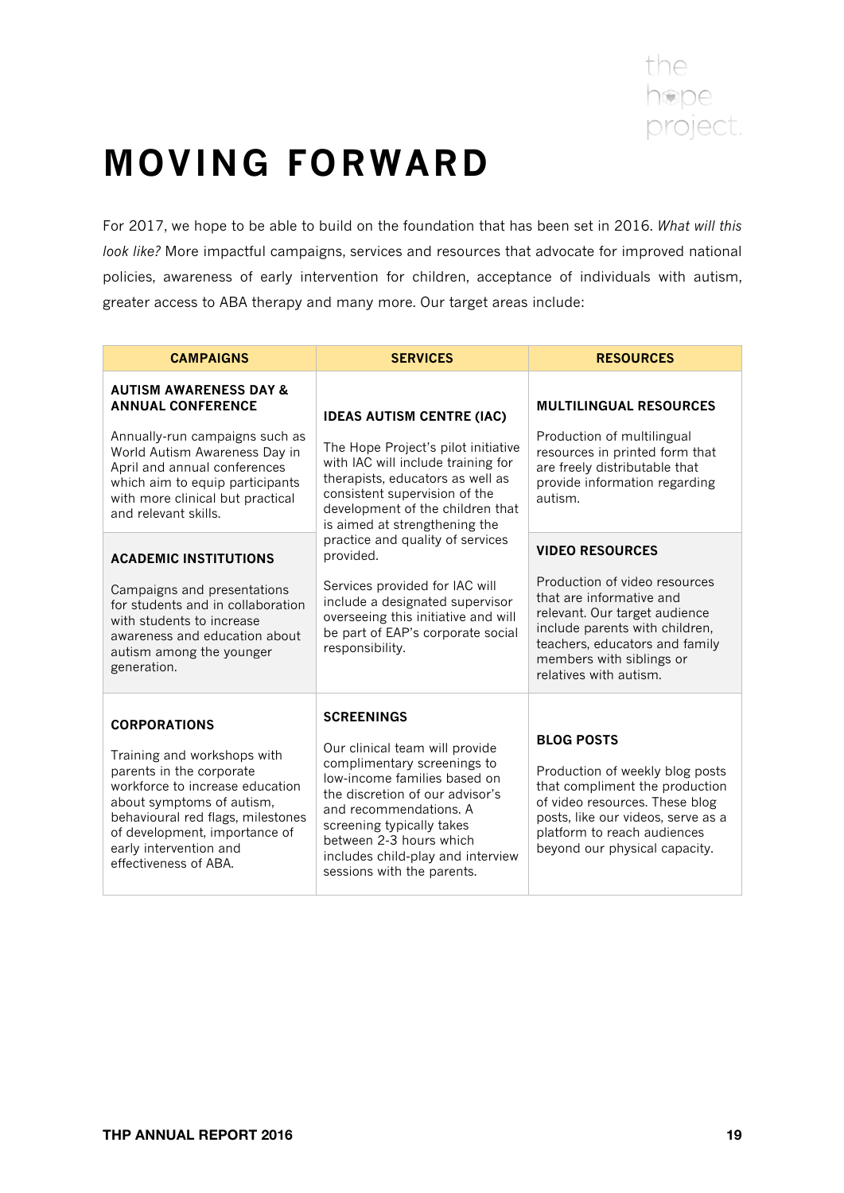# MOVING FORWARD

For 2017, we hope to be able to build on the foundation that has been set in 2016. *What will this look like?* More impactful campaigns, services and resources that advocate for improved national policies, awareness of early intervention for children, acceptance of individuals with autism, greater access to ABA therapy and many more. Our target areas include:

| CAMPAIGNS | SERVICES | RESOURCES |
| --- | --- | --- |
| **AUTISM AWARENESS DAY & ANNUAL CONFERENCE**<br><br>Annually-run campaigns such as World Autism Awareness Day in April and annual conferences which aim to equip participants with more clinical but practical and relevant skills. | **IDEAS AUTISM CENTRE (IAC)**<br><br>The Hope Project's pilot initiative with IAC will include training for therapists, educators as well as consistent supervision of the development of the children that is aimed at strengthening the practice and quality of services provided.<br><br>Services provided for IAC will include a designated supervisor overseeing this initiative and will be part of EAP's corporate social responsibility. | **MULTILINGUAL RESOURCES**<br><br>Production of multilingual resources in printed form that are freely distributable that provide information regarding autism. |
| **ACADEMIC INSTITUTIONS**<br><br>Campaigns and presentations for students and in collaboration with students to increase awareness and education about autism among the younger generation. | | **VIDEO RESOURCES**<br><br>Production of video resources that are informative and relevant. Our target audience include parents with children, teachers, educators and family members with siblings or relatives with autism. |
| **CORPORATIONS**<br><br>Training and workshops with parents in the corporate workforce to increase education about symptoms of autism, behavioural red flags, milestones of development, importance of early intervention and effectiveness of ABA. | **SCREENINGS**<br><br>Our clinical team will provide complimentary screenings to low-income families based on the discretion of our advisor's and recommendations. A screening typically takes between 2-3 hours which includes child-play and interview sessions with the parents. | **BLOG POSTS**<br><br>Production of weekly blog posts that compliment the production of video resources. These blog posts, like our videos, serve as a platform to reach audiences beyond our physical capacity. |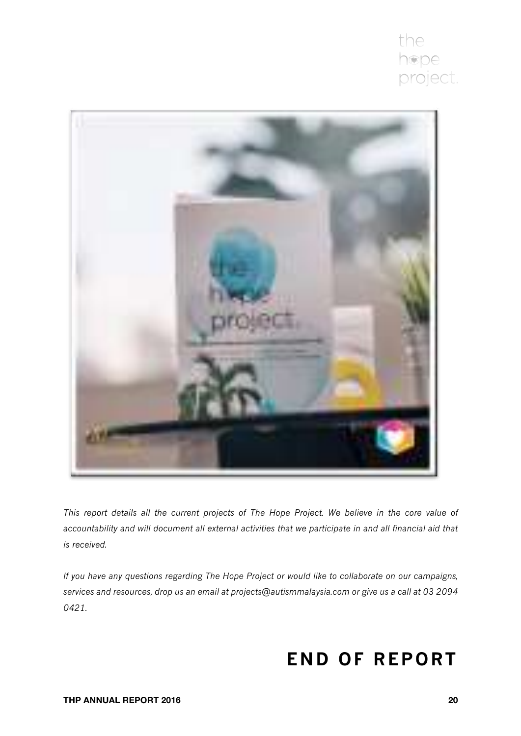*This report details all the current projects of The Hope Project. We believe in the core value of accountability and will document all external activities that we participate in and all financial aid that is received.*

*If you have any questions regarding The Hope Project or would like to collaborate on our campaigns, services and resources, drop us an email at projects@autismmalaysia.com or give us a call at 03 2094 0421.*

## END OF REPORT